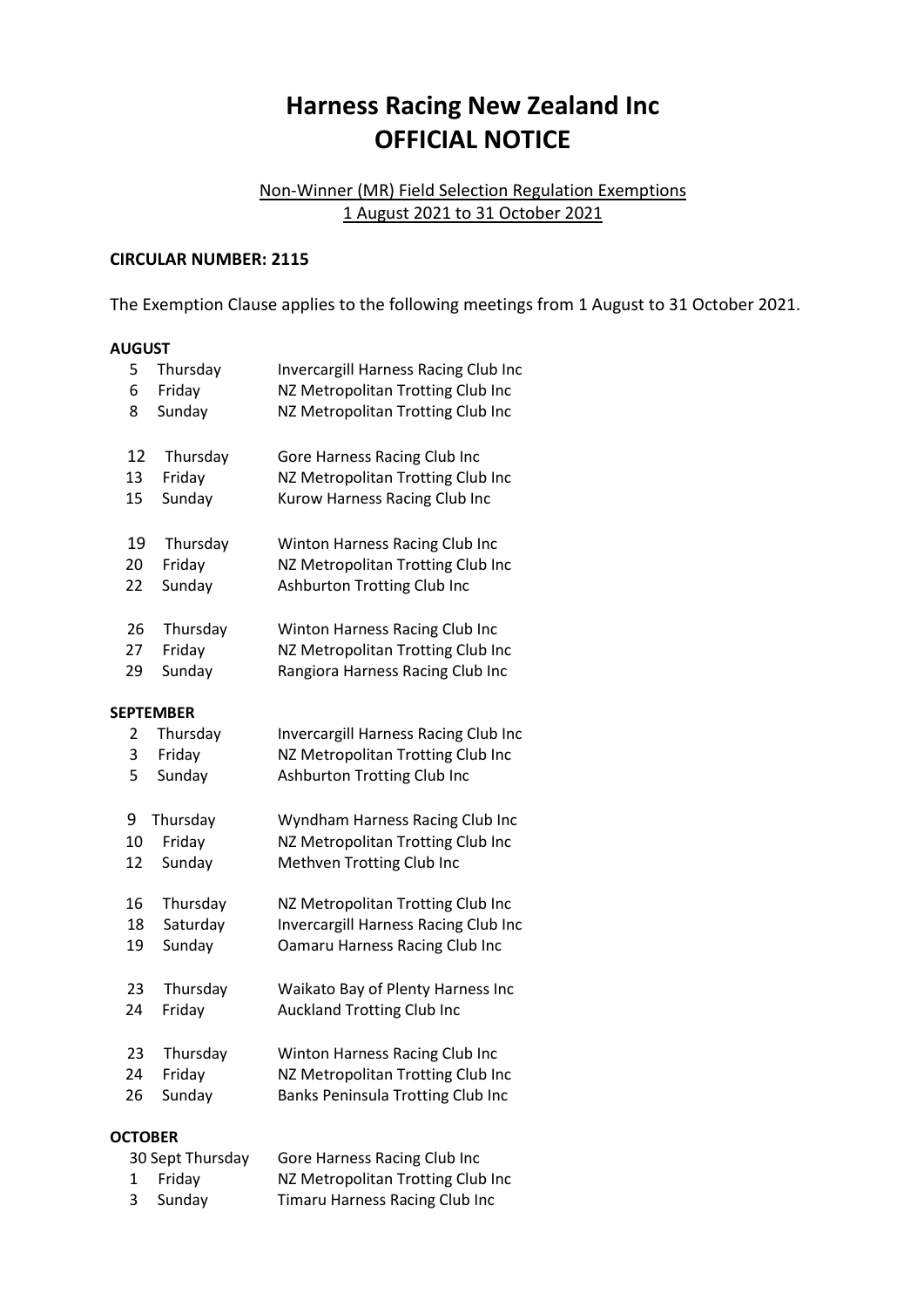# Harness Racing New Zealand Inc
# OFFICIAL NOTICE

Non-Winner (MR) Field Selection Regulation Exemptions
1 August 2021 to 31 October 2021

**CIRCULAR NUMBER: 2115**

The Exemption Clause applies to the following meetings from 1 August to 31 October 2021.

**AUGUST**

| | | |
|---|---|---|
| 5 | Thursday | Invercargill Harness Racing Club Inc |
| 6 | Friday | NZ Metropolitan Trotting Club Inc |
| 8 | Sunday | NZ Metropolitan Trotting Club Inc |
| | | |
| 12 | Thursday | Gore Harness Racing Club Inc |
| 13 | Friday | NZ Metropolitan Trotting Club Inc |
| 15 | Sunday | Kurow Harness Racing Club Inc |
| | | |
| 19 | Thursday | Winton Harness Racing Club Inc |
| 20 | Friday | NZ Metropolitan Trotting Club Inc |
| 22 | Sunday | Ashburton Trotting Club Inc |
| | | |
| 26 | Thursday | Winton Harness Racing Club Inc |
| 27 | Friday | NZ Metropolitan Trotting Club Inc |
| 29 | Sunday | Rangiora Harness Racing Club Inc |

**SEPTEMBER**

| | | |
|---|---|---|
| 2 | Thursday | Invercargill Harness Racing Club Inc |
| 3 | Friday | NZ Metropolitan Trotting Club Inc |
| 5 | Sunday | Ashburton Trotting Club Inc |
| | | |
| 9 | Thursday | Wyndham Harness Racing Club Inc |
| 10 | Friday | NZ Metropolitan Trotting Club Inc |
| 12 | Sunday | Methven Trotting Club Inc |
| | | |
| 16 | Thursday | NZ Metropolitan Trotting Club Inc |
| 18 | Saturday | Invercargill Harness Racing Club Inc |
| 19 | Sunday | Oamaru Harness Racing Club Inc |
| | | |
| 23 | Thursday | Waikato Bay of Plenty Harness Inc |
| 24 | Friday | Auckland Trotting Club Inc |
| | | |
| 23 | Thursday | Winton Harness Racing Club Inc |
| 24 | Friday | NZ Metropolitan Trotting Club Inc |
| 26 | Sunday | Banks Peninsula Trotting Club Inc |

**OCTOBER**

| | | |
|---|---|---|
| 30 Sept | Thursday | Gore Harness Racing Club Inc |
| 1 | Friday | NZ Metropolitan Trotting Club Inc |
| 3 | Sunday | Timaru Harness Racing Club Inc |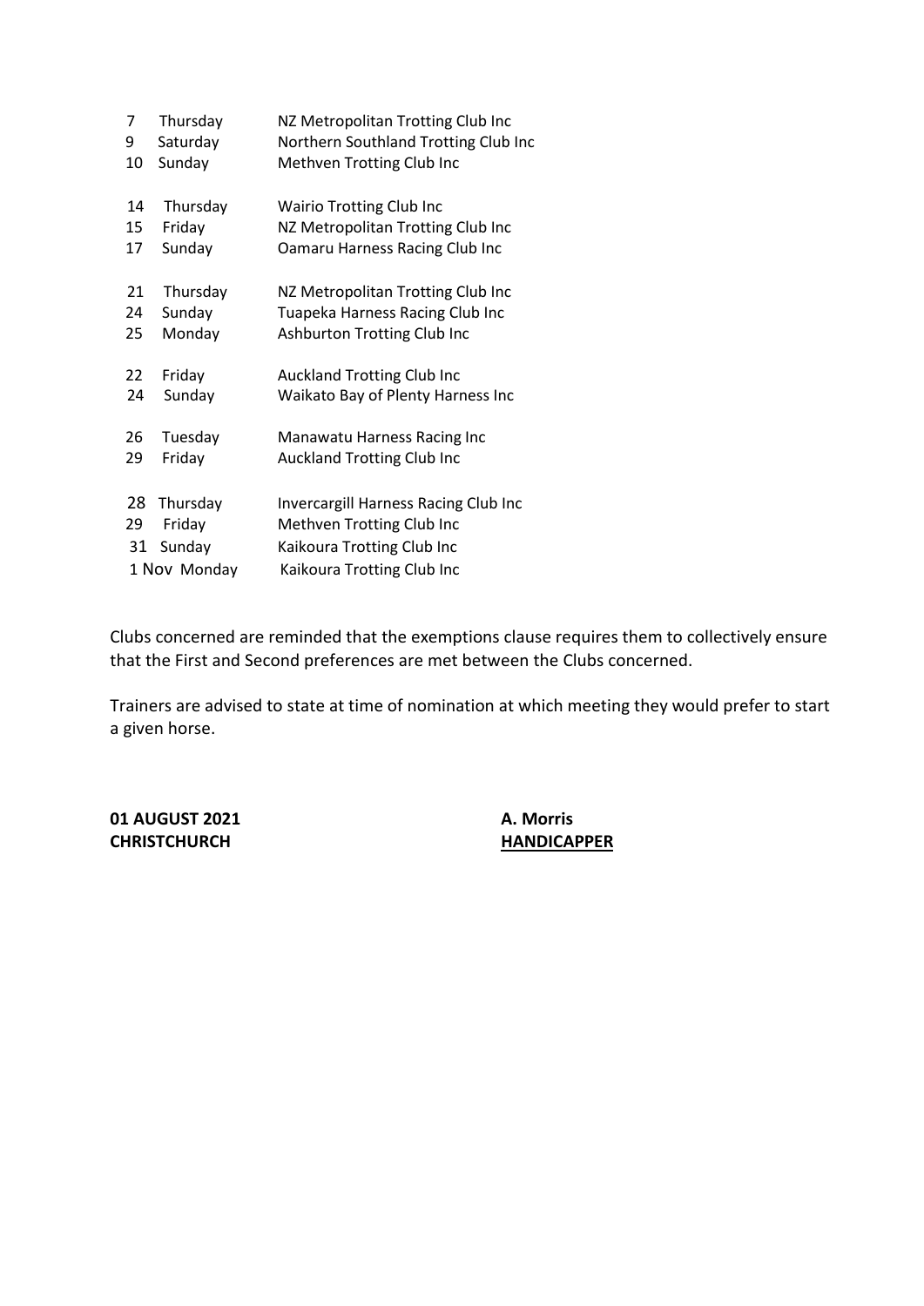| | | |
|---|---|---|
| 7 | Thursday | NZ Metropolitan Trotting Club Inc |
| 9 | Saturday | Northern Southland Trotting Club Inc |
| 10 | Sunday | Methven Trotting Club Inc |
| | | |
| 14 | Thursday | Wairio Trotting Club Inc |
| 15 | Friday | NZ Metropolitan Trotting Club Inc |
| 17 | Sunday | Oamaru Harness Racing Club Inc |
| | | |
| 21 | Thursday | NZ Metropolitan Trotting Club Inc |
| 24 | Sunday | Tuapeka Harness Racing Club Inc |
| 25 | Monday | Ashburton Trotting Club Inc |
| | | |
| 22 | Friday | Auckland Trotting Club Inc |
| 24 | Sunday | Waikato Bay of Plenty Harness Inc |
| | | |
| 26 | Tuesday | Manawatu Harness Racing Inc |
| 29 | Friday | Auckland Trotting Club Inc |
| | | |
| 28 | Thursday | Invercargill Harness Racing Club Inc |
| 29 | Friday | Methven Trotting Club Inc |
| 31 | Sunday | Kaikoura Trotting Club Inc |
| 1 Nov | Monday | Kaikoura Trotting Club Inc |

Clubs concerned are reminded that the exemptions clause requires them to collectively ensure that the First and Second preferences are met between the Clubs concerned.

Trainers are advised to state at time of nomination at which meeting they would prefer to start a given horse.

**01 AUGUST 2021**
**CHRISTCHURCH**

**A. Morris**
**HANDICAPPER**